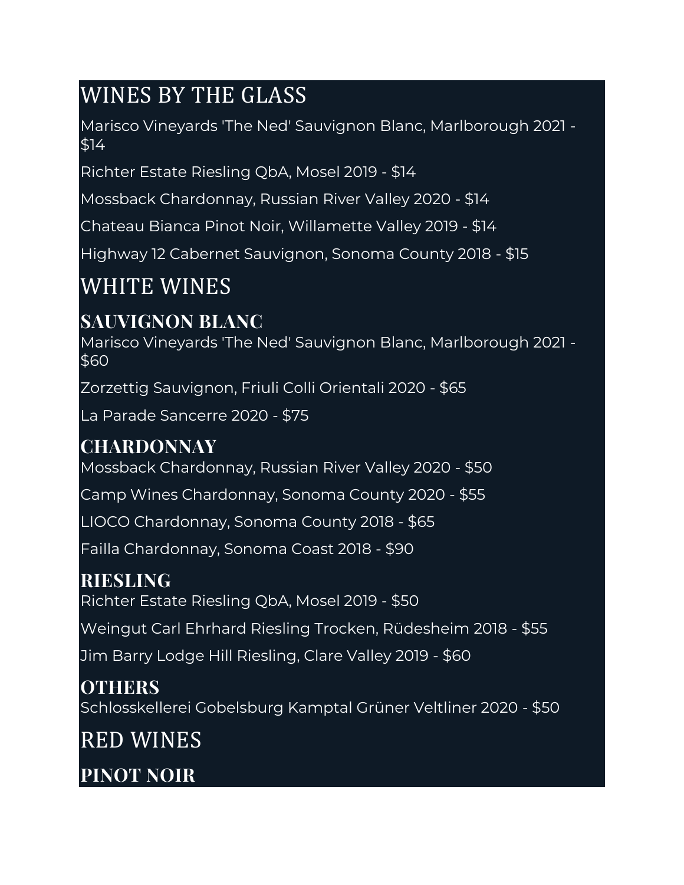# WINES BY THE GLASS

Marisco Vineyards 'The Ned' Sauvignon Blanc, Marlborough 2021 - $14

Richter Estate Riesling QbA, Mosel 2019 - $14

Mossback Chardonnay, Russian River Valley 2020 - $14

Chateau Bianca Pinot Noir, Willamette Valley 2019 - $14

Highway 12 Cabernet Sauvignon, Sonoma County 2018 - $15

# WHITE WINES

## SAUVIGNON BLANC

Marisco Vineyards 'The Ned' Sauvignon Blanc, Marlborough 2021 - $60

Zorzettig Sauvignon, Friuli Colli Orientali 2020 - $65

La Parade Sancerre 2020 - $75

## CHARDONNAY

Mossback Chardonnay, Russian River Valley 2020 - $50

Camp Wines Chardonnay, Sonoma County 2020 - $55

LIOCO Chardonnay, Sonoma County 2018 - $65

Failla Chardonnay, Sonoma Coast 2018 - $90

## RIESLING

Richter Estate Riesling QbA, Mosel 2019 - $50

Weingut Carl Ehrhard Riesling Trocken, Rüdesheim 2018 - $55

Jim Barry Lodge Hill Riesling, Clare Valley 2019 - $60

## OTHERS

Schlosskellerei Gobelsburg Kamptal Grüner Veltliner 2020 - $50

# RED WINES

## PINOT NOIR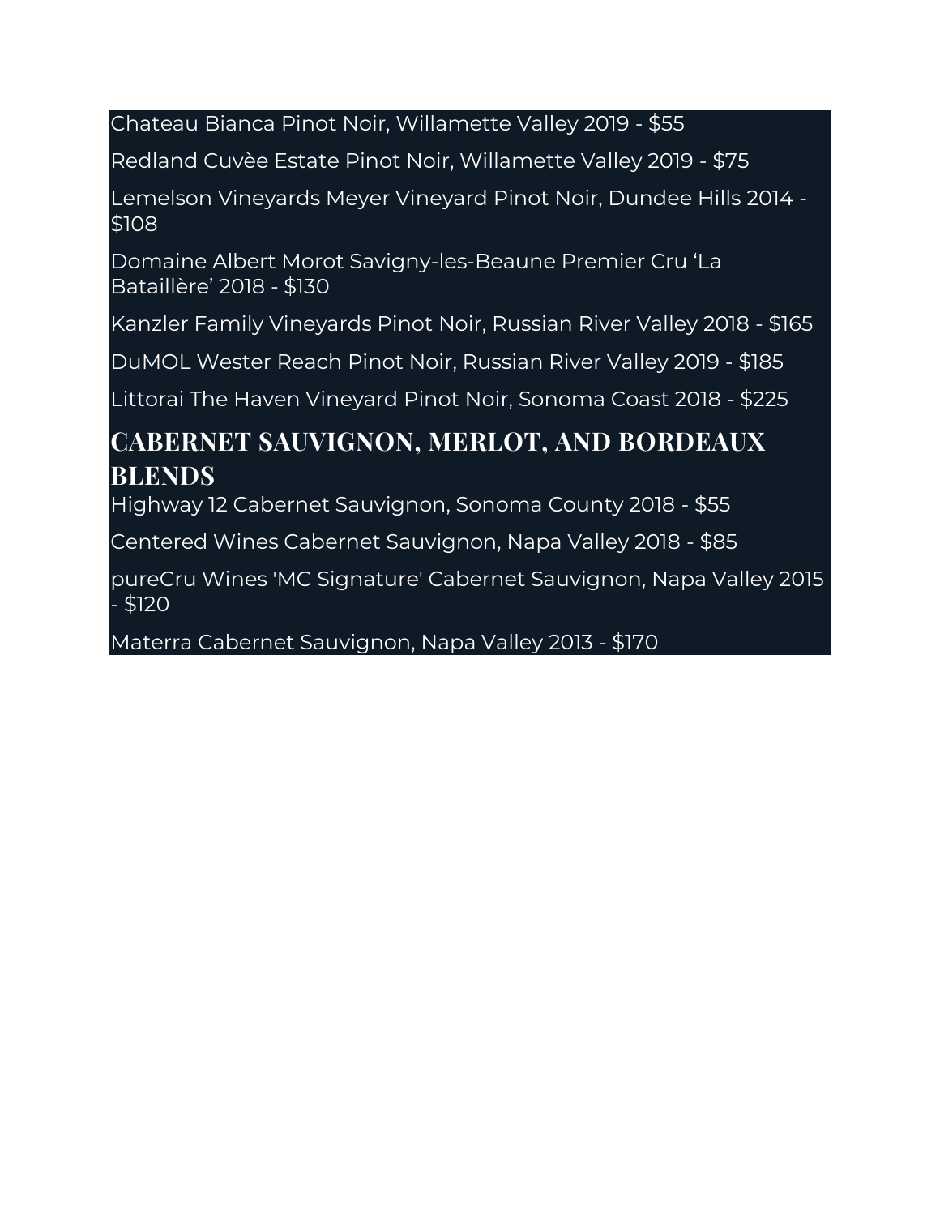Chateau Bianca Pinot Noir, Willamette Valley 2019 - $55

Redland Cuvèe Estate Pinot Noir, Willamette Valley 2019 - $75

Lemelson Vineyards Meyer Vineyard Pinot Noir, Dundee Hills 2014 - $108

Domaine Albert Morot Savigny-les-Beaune Premier Cru ‘La Bataillère’ 2018 - $130

Kanzler Family Vineyards Pinot Noir, Russian River Valley 2018 - $165

DuMOL Wester Reach Pinot Noir, Russian River Valley 2019 - $185

Littorai The Haven Vineyard Pinot Noir, Sonoma Coast 2018 - $225

## CABERNET SAUVIGNON, MERLOT, AND BORDEAUX BLENDS

Highway 12 Cabernet Sauvignon, Sonoma County 2018 - $55

Centered Wines Cabernet Sauvignon, Napa Valley 2018 - $85

pureCru Wines 'MC Signature' Cabernet Sauvignon, Napa Valley 2015 - $120

Materra Cabernet Sauvignon, Napa Valley 2013 - $170